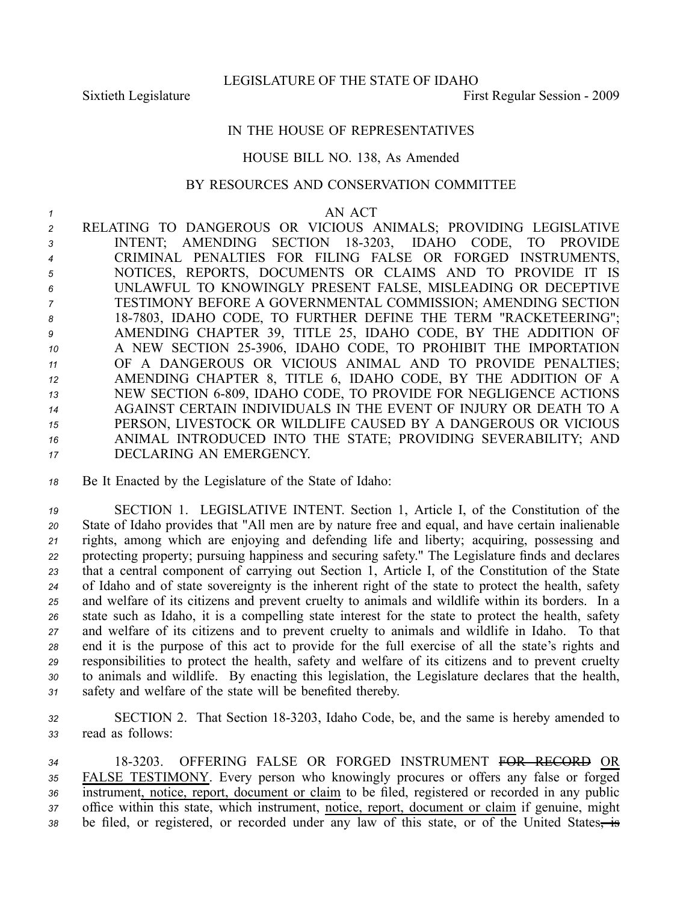LEGISLATURE OF THE STATE OF IDAHO

Sixtieth Legislature First Regular Session - 2009

IN THE HOUSE OF REPRESENTATIVES

HOUSE BILL NO. 138, As Amended

BY RESOURCES AND CONSERVATION COMMITTEE

AN ACT

RELATING TO DANGEROUS OR VICIOUS ANIMALS; PROVIDING LEGISLATIVE INTENT; AMENDING SECTION 18-3203, IDAHO CODE, TO PROVIDE CRIMINAL PENALTIES FOR FILING FALSE OR FORGED INSTRUMENTS, NOTICES, REPORTS, DOCUMENTS OR CLAIMS AND TO PROVIDE IT IS UNLAWFUL TO KNOWINGLY PRESENT FALSE, MISLEADING OR DECEPTIVE TESTIMONY BEFORE A GOVERNMENTAL COMMISSION; AMENDING SECTION 18-7803, IDAHO CODE, TO FURTHER DEFINE THE TERM "RACKETEERING"; AMENDING CHAPTER 39, TITLE 25, IDAHO CODE, BY THE ADDITION OF A NEW SECTION 25-3906, IDAHO CODE, TO PROHIBIT THE IMPORTATION OF A DANGEROUS OR VICIOUS ANIMAL AND TO PROVIDE PENALTIES; AMENDING CHAPTER 8, TITLE 6, IDAHO CODE, BY THE ADDITION OF A NEW SECTION 6-809, IDAHO CODE, TO PROVIDE FOR NEGLIGENCE ACTIONS AGAINST CERTAIN INDIVIDUALS IN THE EVENT OF INJURY OR DEATH TO A PERSON, LIVESTOCK OR WILDLIFE CAUSED BY A DANGEROUS OR VICIOUS ANIMAL INTRODUCED INTO THE STATE; PROVIDING SEVERABILITY; AND DECLARING AN EMERGENCY.

Be It Enacted by the Legislature of the State of Idaho:

SECTION 1. LEGISLATIVE INTENT. Section 1, Article I, of the Constitution of the State of Idaho provides that "All men are by nature free and equal, and have certain inalienable rights, among which are enjoying and defending life and liberty; acquiring, possessing and protecting property; pursuing happiness and securing safety." The Legislature finds and declares that a central component of carrying out Section 1, Article I, of the Constitution of the State of Idaho and of state sovereignty is the inherent right of the state to protect the health, safety and welfare of its citizens and prevent cruelty to animals and wildlife within its borders. In a state such as Idaho, it is a compelling state interest for the state to protect the health, safety and welfare of its citizens and to prevent cruelty to animals and wildlife in Idaho. To that end it is the purpose of this act to provide for the full exercise of all the state's rights and responsibilities to protect the health, safety and welfare of its citizens and to prevent cruelty to animals and wildlife. By enacting this legislation, the Legislature declares that the health, safety and welfare of the state will be benefited thereby.

SECTION 2. That Section 18-3203, Idaho Code, be, and the same is hereby amended to read as follows:

18-3203. OFFERING FALSE OR FORGED INSTRUMENT ~~FOR RECORD~~ OR FALSE TESTIMONY. Every person who knowingly procures or offers any false or forged instrument, notice, report, document or claim to be filed, registered or recorded in any public office within this state, which instrument, notice, report, document or claim if genuine, might be filed, or registered, or recorded under any law of this state, or of the United States~~, is~~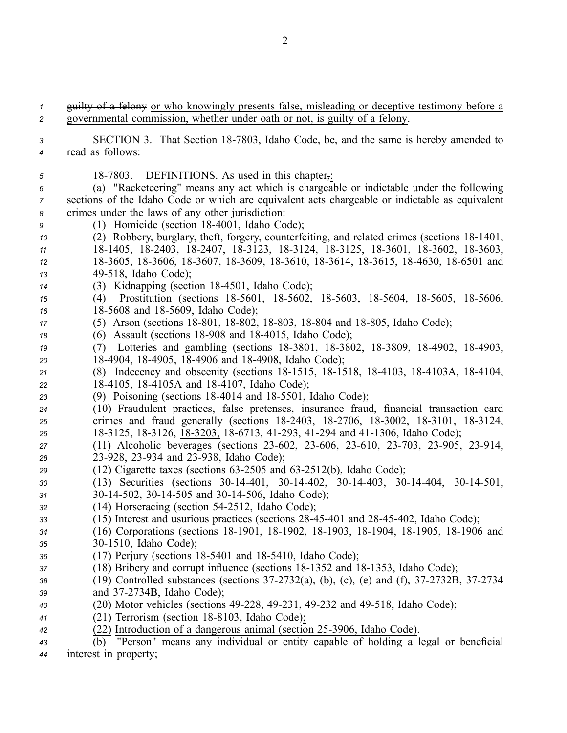~~guilty of a felony~~ or who knowingly presents false, misleading or deceptive testimony before a governmental commission, whether under oath or not, is guilty of a felony.

SECTION 3. That Section 18-7803, Idaho Code, be, and the same is hereby amended to read as follows:

18-7803. DEFINITIONS. As used in this chapter~~,~~:

(a) "Racketeering" means any act which is chargeable or indictable under the following sections of the Idaho Code or which are equivalent acts chargeable or indictable as equivalent crimes under the laws of any other jurisdiction:

(1) Homicide (section 18-4001, Idaho Code);

(2) Robbery, burglary, theft, forgery, counterfeiting, and related crimes (sections 18-1401, 18-1405, 18-2403, 18-2407, 18-3123, 18-3124, 18-3125, 18-3601, 18-3602, 18-3603, 18-3605, 18-3606, 18-3607, 18-3609, 18-3610, 18-3614, 18-3615, 18-4630, 18-6501 and 49-518, Idaho Code);

(3) Kidnapping (section 18-4501, Idaho Code);

(4) Prostitution (sections 18-5601, 18-5602, 18-5603, 18-5604, 18-5605, 18-5606, 18-5608 and 18-5609, Idaho Code);

(5) Arson (sections 18-801, 18-802, 18-803, 18-804 and 18-805, Idaho Code);

(6) Assault (sections 18-908 and 18-4015, Idaho Code);

(7) Lotteries and gambling (sections 18-3801, 18-3802, 18-3809, 18-4902, 18-4903, 18-4904, 18-4905, 18-4906 and 18-4908, Idaho Code);

(8) Indecency and obscenity (sections 18-1515, 18-1518, 18-4103, 18-4103A, 18-4104, 18-4105, 18-4105A and 18-4107, Idaho Code);

(9) Poisoning (sections 18-4014 and 18-5501, Idaho Code);

(10) Fraudulent practices, false pretenses, insurance fraud, financial transaction card crimes and fraud generally (sections 18-2403, 18-2706, 18-3002, 18-3101, 18-3124, 18-3125, 18-3126, <u>18-3203,</u> 18-6713, 41-293, 41-294 and 41-1306, Idaho Code);

(11) Alcoholic beverages (sections 23-602, 23-606, 23-610, 23-703, 23-905, 23-914, 23-928, 23-934 and 23-938, Idaho Code);

(12) Cigarette taxes (sections 63-2505 and 63-2512(b), Idaho Code);

(13) Securities (sections 30-14-401, 30-14-402, 30-14-403, 30-14-404, 30-14-501, 30-14-502, 30-14-505 and 30-14-506, Idaho Code);

(14) Horseracing (section 54-2512, Idaho Code);

(15) Interest and usurious practices (sections 28-45-401 and 28-45-402, Idaho Code);

(16) Corporations (sections 18-1901, 18-1902, 18-1903, 18-1904, 18-1905, 18-1906 and 30-1510, Idaho Code);

(17) Perjury (sections 18-5401 and 18-5410, Idaho Code);

(18) Bribery and corrupt influence (sections 18-1352 and 18-1353, Idaho Code);

(19) Controlled substances (sections 37-2732(a), (b), (c), (e) and (f), 37-2732B, 37-2734 and 37-2734B, Idaho Code);

(20) Motor vehicles (sections 49-228, 49-231, 49-232 and 49-518, Idaho Code);

(21) Terrorism (section 18-8103, Idaho Code)<u>;</u>

<u>(22) Introduction of a dangerous animal (section 25-3906, Idaho Code)</u>.

(b) "Person" means any individual or entity capable of holding a legal or beneficial interest in property;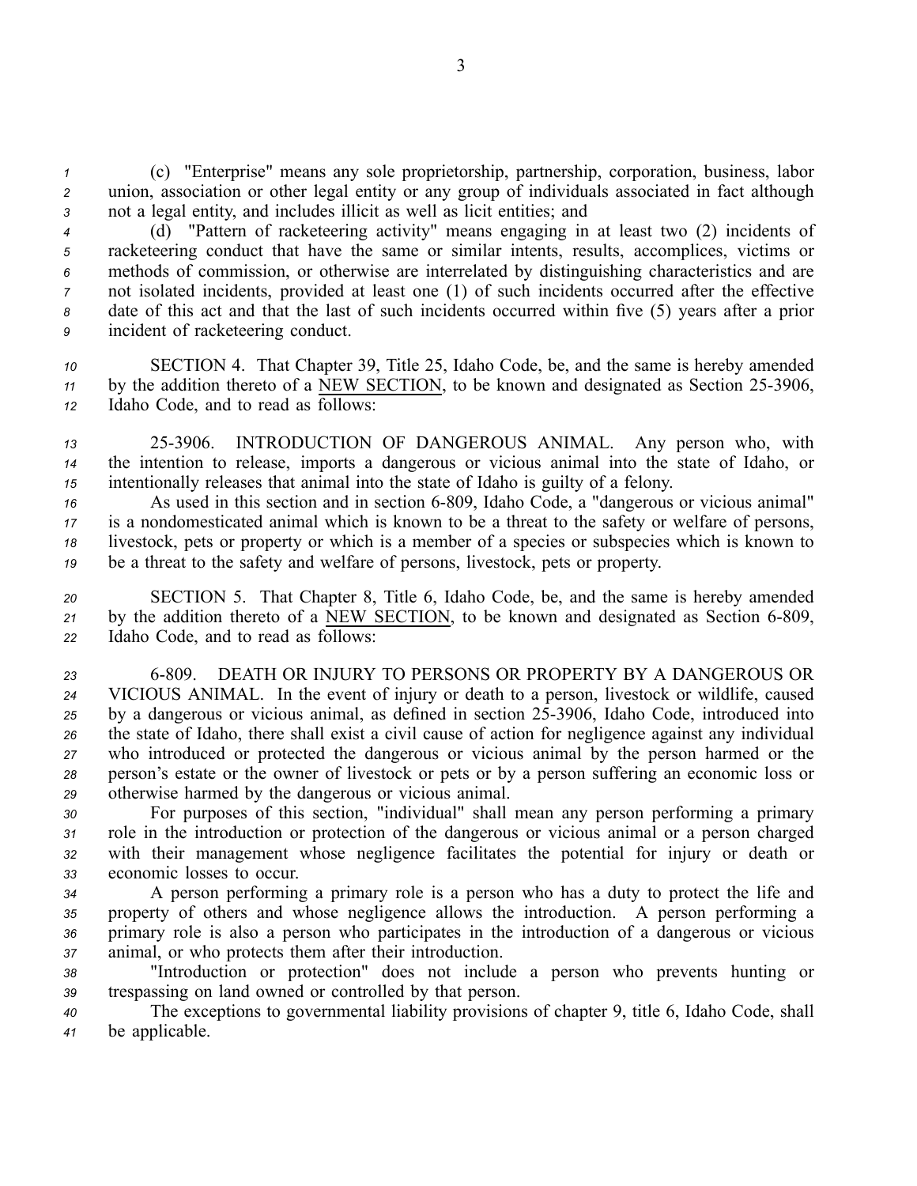(c) "Enterprise" means any sole proprietorship, partnership, corporation, business, labor union, association or other legal entity or any group of individuals associated in fact although not a legal entity, and includes illicit as well as licit entities; and

(d) "Pattern of racketeering activity" means engaging in at least two (2) incidents of racketeering conduct that have the same or similar intents, results, accomplices, victims or methods of commission, or otherwise are interrelated by distinguishing characteristics and are not isolated incidents, provided at least one (1) of such incidents occurred after the effective date of this act and that the last of such incidents occurred within five (5) years after a prior incident of racketeering conduct.

SECTION 4. That Chapter 39, Title 25, Idaho Code, be, and the same is hereby amended by the addition thereto of a NEW SECTION, to be known and designated as Section 25-3906, Idaho Code, and to read as follows:

25-3906. INTRODUCTION OF DANGEROUS ANIMAL. Any person who, with the intention to release, imports a dangerous or vicious animal into the state of Idaho, or intentionally releases that animal into the state of Idaho is guilty of a felony.

As used in this section and in section 6-809, Idaho Code, a "dangerous or vicious animal" is a nondomesticated animal which is known to be a threat to the safety or welfare of persons, livestock, pets or property or which is a member of a species or subspecies which is known to be a threat to the safety and welfare of persons, livestock, pets or property.

SECTION 5. That Chapter 8, Title 6, Idaho Code, be, and the same is hereby amended by the addition thereto of a NEW SECTION, to be known and designated as Section 6-809, Idaho Code, and to read as follows:

6-809. DEATH OR INJURY TO PERSONS OR PROPERTY BY A DANGEROUS OR VICIOUS ANIMAL. In the event of injury or death to a person, livestock or wildlife, caused by a dangerous or vicious animal, as defined in section 25-3906, Idaho Code, introduced into the state of Idaho, there shall exist a civil cause of action for negligence against any individual who introduced or protected the dangerous or vicious animal by the person harmed or the person's estate or the owner of livestock or pets or by a person suffering an economic loss or otherwise harmed by the dangerous or vicious animal.

For purposes of this section, "individual" shall mean any person performing a primary role in the introduction or protection of the dangerous or vicious animal or a person charged with their management whose negligence facilitates the potential for injury or death or economic losses to occur.

A person performing a primary role is a person who has a duty to protect the life and property of others and whose negligence allows the introduction. A person performing a primary role is also a person who participates in the introduction of a dangerous or vicious animal, or who protects them after their introduction.

"Introduction or protection" does not include a person who prevents hunting or trespassing on land owned or controlled by that person.

The exceptions to governmental liability provisions of chapter 9, title 6, Idaho Code, shall be applicable.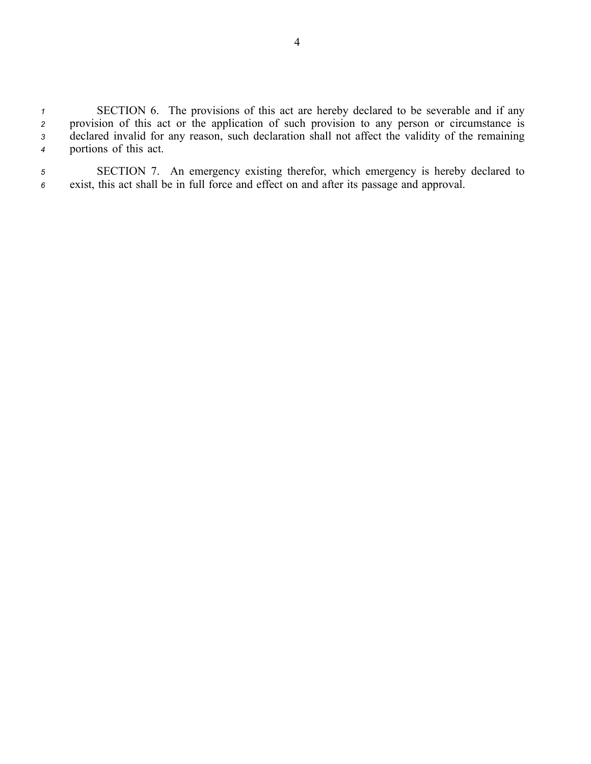SECTION 6. The provisions of this act are hereby declared to be severable and if any provision of this act or the application of such provision to any person or circumstance is declared invalid for any reason, such declaration shall not affect the validity of the remaining portions of this act.

SECTION 7. An emergency existing therefor, which emergency is hereby declared to exist, this act shall be in full force and effect on and after its passage and approval.